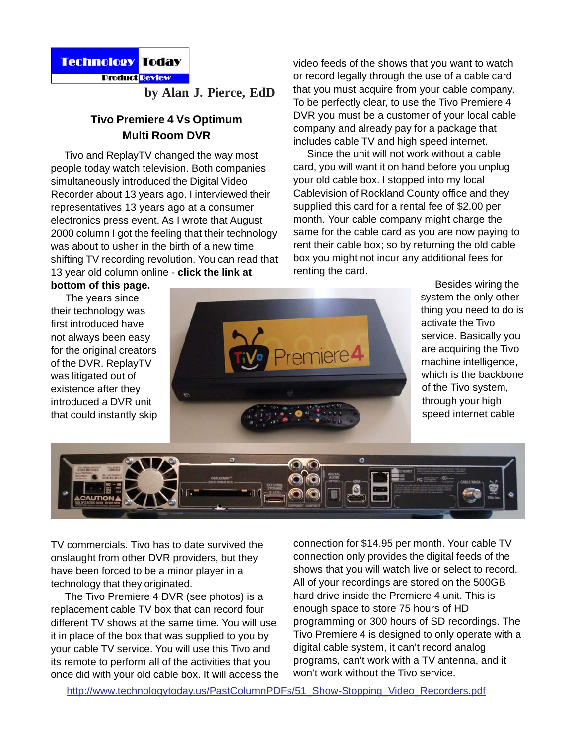Technology Today
Product Review

by Alan J. Pierce, EdD

## Tivo Premiere 4 Vs Optimum Multi Room DVR

Tivo and ReplayTV changed the way most people today watch television. Both companies simultaneously introduced the Digital Video Recorder about 13 years ago. I interviewed their representatives 13 years ago at a consumer electronics press event. As I wrote that August 2000 column I got the feeling that their technology was about to usher in the birth of a new time shifting TV recording revolution. You can read that 13 year old column online - **click the link at bottom of this page.**

The years since their technology was first introduced have not always been easy for the original creators of the DVR. ReplayTV was litigated out of existence after they introduced a DVR unit that could instantly skip TV commercials. Tivo has to date survived the onslaught from other DVR providers, but they have been forced to be a minor player in a technology that they originated.

The Tivo Premiere 4 DVR (see photos) is a replacement cable TV box that can record four different TV shows at the same time. You will use it in place of the box that was supplied to you by your cable TV service. You will use this Tivo and its remote to perform all of the activities that you once did with your old cable box. It will access the video feeds of the shows that you want to watch or record legally through the use of a cable card that you must acquire from your cable company. To be perfectly clear, to use the Tivo Premiere 4 DVR you must be a customer of your local cable company and already pay for a package that includes cable TV and high speed internet.

Since the unit will not work without a cable card, you will want it on hand before you unplug your old cable box. I stopped into my local Cablevision of Rockland County office and they supplied this card for a rental fee of $2.00 per month. Your cable company might charge the same for the cable card as you are now paying to rent their cable box; so by returning the old cable box you might not incur any additional fees for renting the card.

Besides wiring the system the only other thing you need to do is activate the Tivo service. Basically you are acquiring the Tivo machine intelligence, which is the backbone of the Tivo system, through your high speed internet cable connection for $14.95 per month. Your cable TV connection only provides the digital feeds of the shows that you will watch live or select to record. All of your recordings are stored on the 500GB hard drive inside the Premiere 4 unit. This is enough space to store 75 hours of HD programming or 300 hours of SD recordings. The Tivo Premiere 4 is designed to only operate with a digital cable system, it can't record analog programs, can't work with a TV antenna, and it won't work without the Tivo service.

http://www.technologytoday.us/PastColumnPDFs/51_Show-Stopping_Video_Recorders.pdf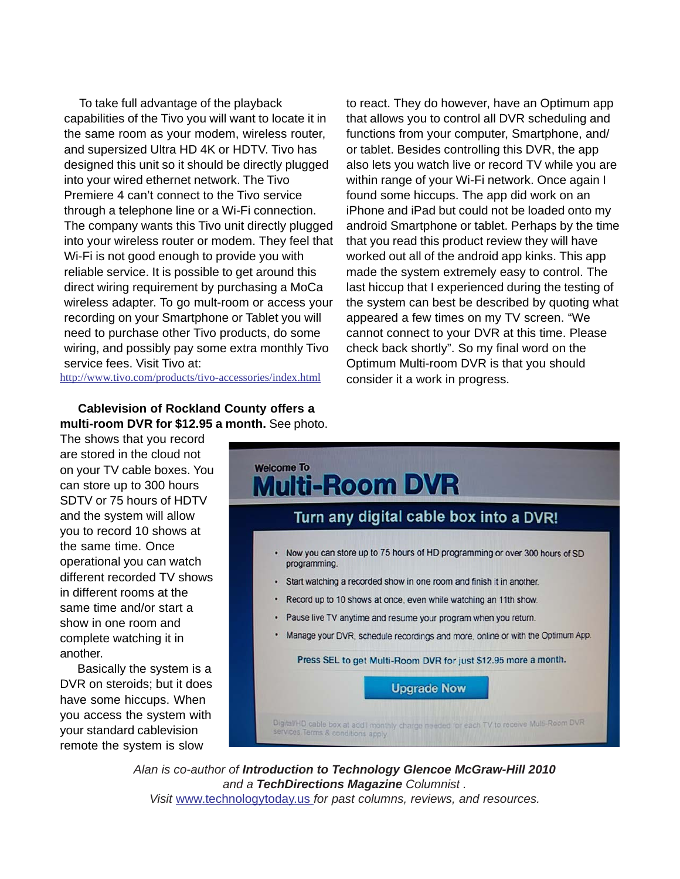To take full advantage of the playback capabilities of the Tivo you will want to locate it in the same room as your modem, wireless router, and supersized Ultra HD 4K or HDTV. Tivo has designed this unit so it should be directly plugged into your wired ethernet network. The Tivo Premiere 4 can't connect to the Tivo service through a telephone line or a Wi-Fi connection. The company wants this Tivo unit directly plugged into your wireless router or modem. They feel that Wi-Fi is not good enough to provide you with reliable service. It is possible to get around this direct wiring requirement by purchasing a MoCa wireless adapter. To go mult-room or access your recording on your Smartphone or Tablet you will need to purchase other Tivo products, do some wiring, and possibly pay some extra monthly Tivo service fees. Visit Tivo at:
http://www.tivo.com/products/tivo-accessories/index.html

**Cablevision of Rockland County offers a multi-room DVR for $12.95 a month.** See photo. The shows that you record are stored in the cloud not on your TV cable boxes. You can store up to 300 hours SDTV or 75 hours of HDTV and the system will allow you to record 10 shows at the same time. Once operational you can watch different recorded TV shows in different rooms at the same time and/or start a show in one room and complete watching it in another.

Basically the system is a DVR on steroids; but it does have some hiccups. When you access the system with your standard cablevision remote the system is slow to react. They do however, have an Optimum app that allows you to control all DVR scheduling and functions from your computer, Smartphone, and/or tablet. Besides controlling this DVR, the app also lets you watch live or record TV while you are within range of your Wi-Fi network. Once again I found some hiccups. The app did work on an iPhone and iPad but could not be loaded onto my android Smartphone or tablet. Perhaps by the time that you read this product review they will have worked out all of the android app kinks. This app made the system extremely easy to control. The last hiccup that I experienced during the testing of the system can best be described by quoting what appeared a few times on my TV screen. "We cannot connect to your DVR at this time. Please check back shortly". So my final word on the Optimum Multi-room DVR is that you should consider it a work in progress.

*Alan is co-author of **Introduction to Technology Glencoe McGraw-Hill 2010** and a **TechDirections Magazine** Columnist .*
*Visit www.technologytoday.us for past columns, reviews, and resources.*